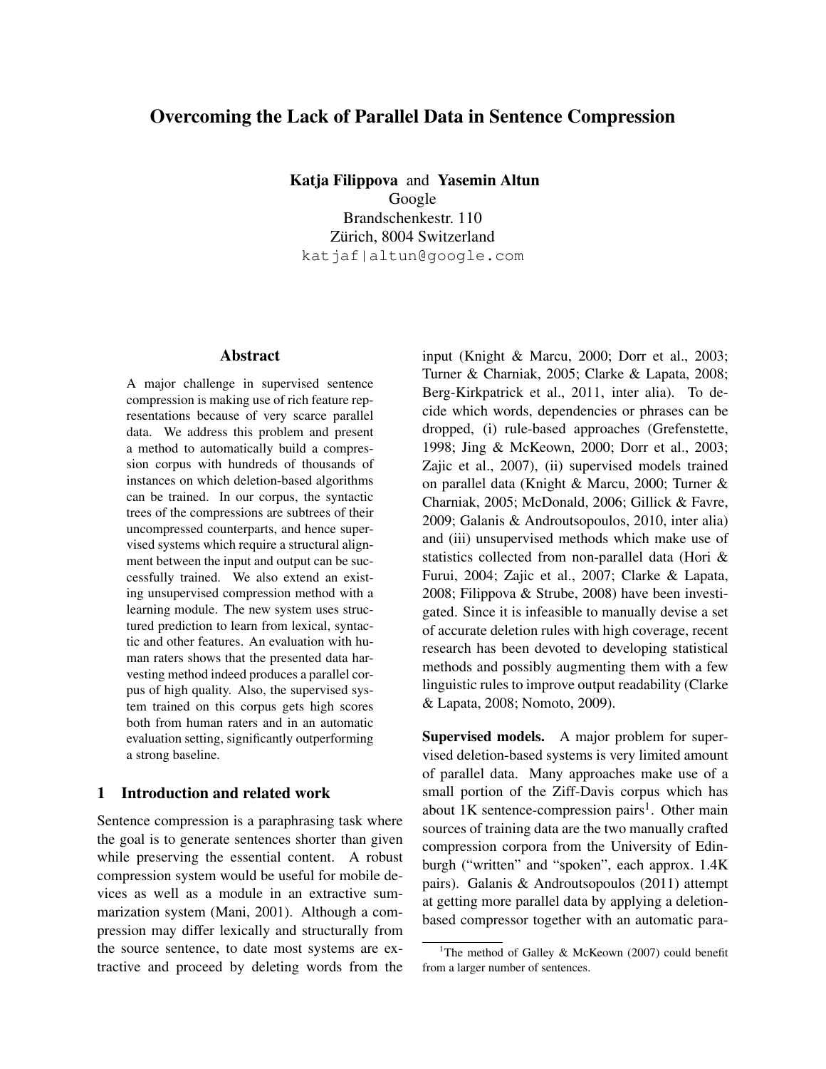# Overcoming the Lack of Parallel Data in Sentence Compression

**Katja Filippova** and **Yasemin Altun**
Google
Brandschenkestr. 110
Zürich, 8004 Switzerland
katjaf|altun@google.com

## Abstract

A major challenge in supervised sentence compression is making use of rich feature representations because of very scarce parallel data. We address this problem and present a method to automatically build a compression corpus with hundreds of thousands of instances on which deletion-based algorithms can be trained. In our corpus, the syntactic trees of the compressions are subtrees of their uncompressed counterparts, and hence supervised systems which require a structural alignment between the input and output can be successfully trained. We also extend an existing unsupervised compression method with a learning module. The new system uses structured prediction to learn from lexical, syntactic and other features. An evaluation with human raters shows that the presented data harvesting method indeed produces a parallel corpus of high quality. Also, the supervised system trained on this corpus gets high scores both from human raters and in an automatic evaluation setting, significantly outperforming a strong baseline.

## 1 Introduction and related work

Sentence compression is a paraphrasing task where the goal is to generate sentences shorter than given while preserving the essential content. A robust compression system would be useful for mobile devices as well as a module in an extractive summarization system (Mani, 2001). Although a compression may differ lexically and structurally from the source sentence, to date most systems are extractive and proceed by deleting words from the input (Knight & Marcu, 2000; Dorr et al., 2003; Turner & Charniak, 2005; Clarke & Lapata, 2008; Berg-Kirkpatrick et al., 2011, inter alia). To decide which words, dependencies or phrases can be dropped, (i) rule-based approaches (Grefenstette, 1998; Jing & McKeown, 2000; Dorr et al., 2003; Zajic et al., 2007), (ii) supervised models trained on parallel data (Knight & Marcu, 2000; Turner & Charniak, 2005; McDonald, 2006; Gillick & Favre, 2009; Galanis & Androutsopoulos, 2010, inter alia) and (iii) unsupervised methods which make use of statistics collected from non-parallel data (Hori & Furui, 2004; Zajic et al., 2007; Clarke & Lapata, 2008; Filippova & Strube, 2008) have been investigated. Since it is infeasible to manually devise a set of accurate deletion rules with high coverage, recent research has been devoted to developing statistical methods and possibly augmenting them with a few linguistic rules to improve output readability (Clarke & Lapata, 2008; Nomoto, 2009).

**Supervised models.** A major problem for supervised deletion-based systems is very limited amount of parallel data. Many approaches make use of a small portion of the Ziff-Davis corpus which has about 1K sentence-compression pairs[1]. Other main sources of training data are the two manually crafted compression corpora from the University of Edinburgh ("written" and "spoken", each approx. 1.4K pairs). Galanis & Androutsopoulos (2011) attempt at getting more parallel data by applying a deletion-based compressor together with an automatic para-

[1] The method of Galley & McKeown (2007) could benefit from a larger number of sentences.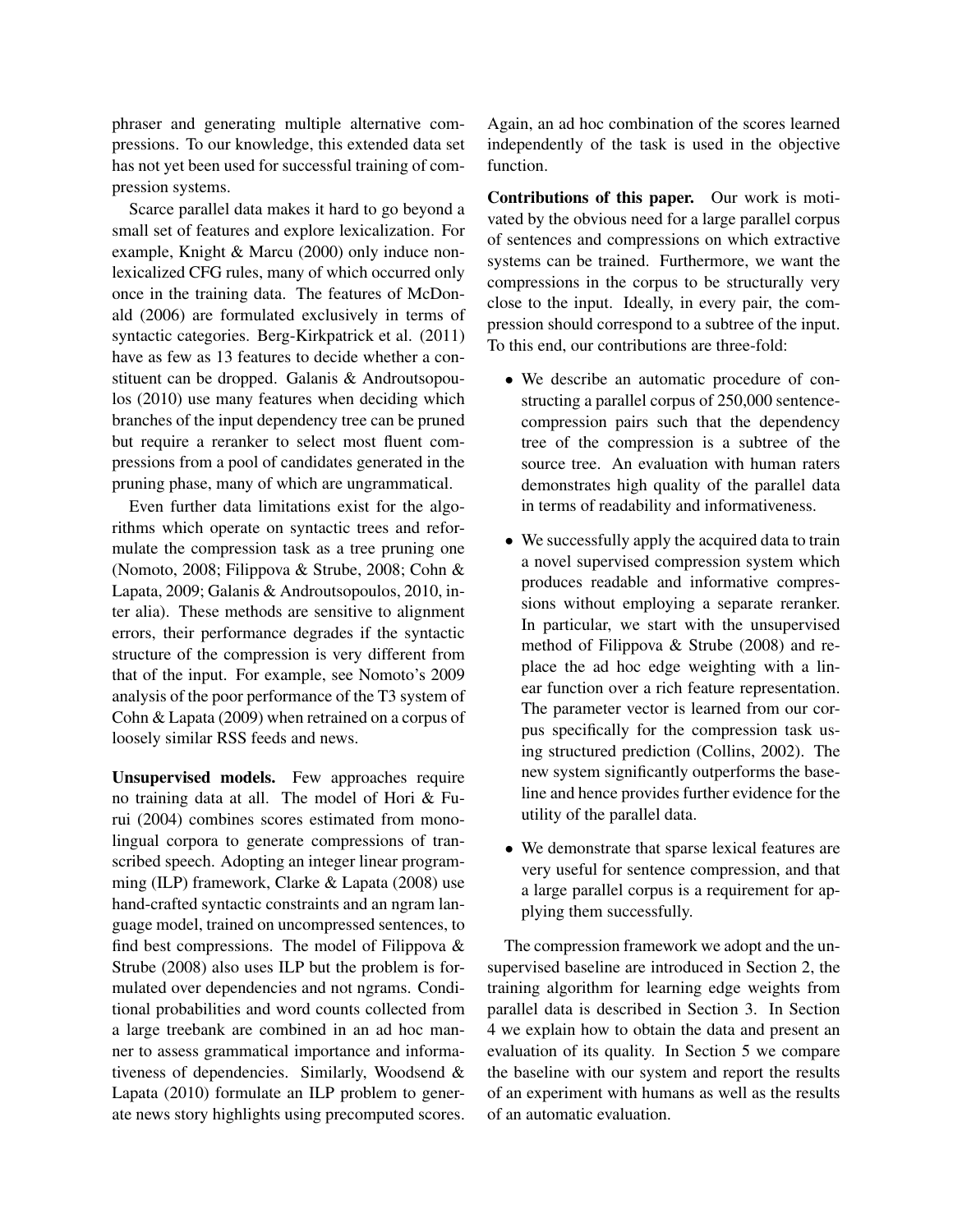phraser and generating multiple alternative compressions. To our knowledge, this extended data set has not yet been used for successful training of compression systems.

Scarce parallel data makes it hard to go beyond a small set of features and explore lexicalization. For example, Knight & Marcu (2000) only induce nonlexicalized CFG rules, many of which occurred only once in the training data. The features of McDonald (2006) are formulated exclusively in terms of syntactic categories. Berg-Kirkpatrick et al. (2011) have as few as 13 features to decide whether a constituent can be dropped. Galanis & Androutsopoulos (2010) use many features when deciding which branches of the input dependency tree can be pruned but require a reranker to select most fluent compressions from a pool of candidates generated in the pruning phase, many of which are ungrammatical.

Even further data limitations exist for the algorithms which operate on syntactic trees and reformulate the compression task as a tree pruning one (Nomoto, 2008; Filippova & Strube, 2008; Cohn & Lapata, 2009; Galanis & Androutsopoulos, 2010, inter alia). These methods are sensitive to alignment errors, their performance degrades if the syntactic structure of the compression is very different from that of the input. For example, see Nomoto's 2009 analysis of the poor performance of the T3 system of Cohn & Lapata (2009) when retrained on a corpus of loosely similar RSS feeds and news.

**Unsupervised models.** Few approaches require no training data at all. The model of Hori & Furui (2004) combines scores estimated from monolingual corpora to generate compressions of transcribed speech. Adopting an integer linear programming (ILP) framework, Clarke & Lapata (2008) use hand-crafted syntactic constraints and an ngram language model, trained on uncompressed sentences, to find best compressions. The model of Filippova & Strube (2008) also uses ILP but the problem is formulated over dependencies and not ngrams. Conditional probabilities and word counts collected from a large treebank are combined in an ad hoc manner to assess grammatical importance and informativeness of dependencies. Similarly, Woodsend & Lapata (2010) formulate an ILP problem to generate news story highlights using precomputed scores. Again, an ad hoc combination of the scores learned independently of the task is used in the objective function.

**Contributions of this paper.** Our work is motivated by the obvious need for a large parallel corpus of sentences and compressions on which extractive systems can be trained. Furthermore, we want the compressions in the corpus to be structurally very close to the input. Ideally, in every pair, the compression should correspond to a subtree of the input. To this end, our contributions are three-fold:

- We describe an automatic procedure of constructing a parallel corpus of 250,000 sentence-compression pairs such that the dependency tree of the compression is a subtree of the source tree. An evaluation with human raters demonstrates high quality of the parallel data in terms of readability and informativeness.
- We successfully apply the acquired data to train a novel supervised compression system which produces readable and informative compressions without employing a separate reranker. In particular, we start with the unsupervised method of Filippova & Strube (2008) and replace the ad hoc edge weighting with a linear function over a rich feature representation. The parameter vector is learned from our corpus specifically for the compression task using structured prediction (Collins, 2002). The new system significantly outperforms the baseline and hence provides further evidence for the utility of the parallel data.
- We demonstrate that sparse lexical features are very useful for sentence compression, and that a large parallel corpus is a requirement for applying them successfully.

The compression framework we adopt and the unsupervised baseline are introduced in Section 2, the training algorithm for learning edge weights from parallel data is described in Section 3. In Section 4 we explain how to obtain the data and present an evaluation of its quality. In Section 5 we compare the baseline with our system and report the results of an experiment with humans as well as the results of an automatic evaluation.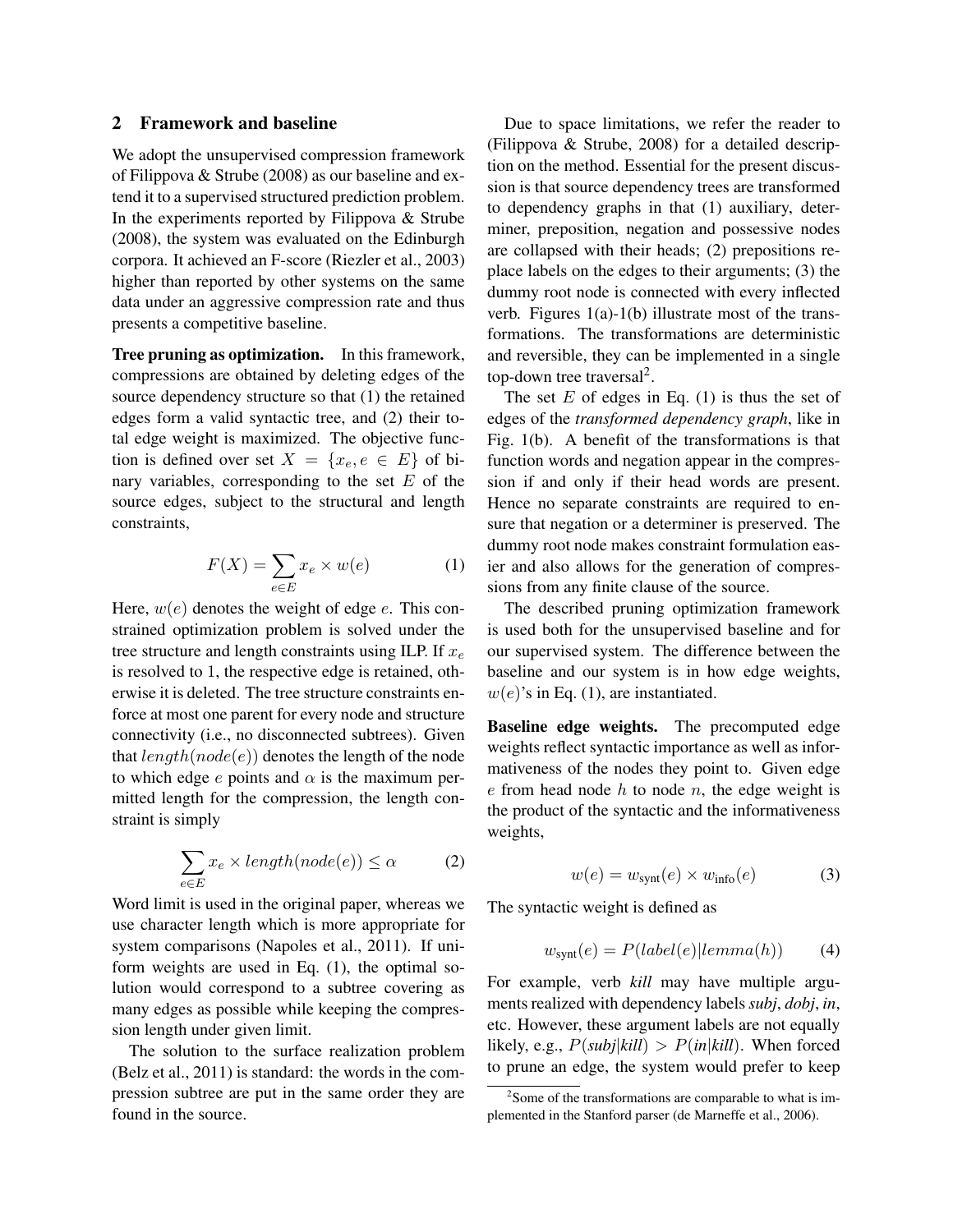## 2 Framework and baseline

We adopt the unsupervised compression framework of Filippova & Strube (2008) as our baseline and extend it to a supervised structured prediction problem. In the experiments reported by Filippova & Strube (2008), the system was evaluated on the Edinburgh corpora. It achieved an F-score (Riezler et al., 2003) higher than reported by other systems on the same data under an aggressive compression rate and thus presents a competitive baseline.

**Tree pruning as optimization.** In this framework, compressions are obtained by deleting edges of the source dependency structure so that (1) the retained edges form a valid syntactic tree, and (2) their total edge weight is maximized. The objective function is defined over set $X = \{x_e, e \in E\}$ of binary variables, corresponding to the set $E$ of the source edges, subject to the structural and length constraints,

$$F(X) = \sum_{e \in E} x_e \times w(e) \quad (1)$$

Here, $w(e)$ denotes the weight of edge $e$. This constrained optimization problem is solved under the tree structure and length constraints using ILP. If $x_e$ is resolved to 1, the respective edge is retained, otherwise it is deleted. The tree structure constraints enforce at most one parent for every node and structure connectivity (i.e., no disconnected subtrees). Given that $length(node(e))$ denotes the length of the node to which edge $e$ points and $\alpha$ is the maximum permitted length for the compression, the length constraint is simply

$$\sum_{e \in E} x_e \times length(node(e)) \leq \alpha \quad (2)$$

Word limit is used in the original paper, whereas we use character length which is more appropriate for system comparisons (Napoles et al., 2011). If uniform weights are used in Eq. (1), the optimal solution would correspond to a subtree covering as many edges as possible while keeping the compression length under given limit.

The solution to the surface realization problem (Belz et al., 2011) is standard: the words in the compression subtree are put in the same order they are found in the source.

Due to space limitations, we refer the reader to (Filippova & Strube, 2008) for a detailed description on the method. Essential for the present discussion is that source dependency trees are transformed to dependency graphs in that (1) auxiliary, determiner, preposition, negation and possessive nodes are collapsed with their heads; (2) prepositions replace labels on the edges to their arguments; (3) the dummy root node is connected with every inflected verb. Figures 1(a)-1(b) illustrate most of the transformations. The transformations are deterministic and reversible, they can be implemented in a single top-down tree traversal[2].

The set $E$ of edges in Eq. (1) is thus the set of edges of the *transformed dependency graph*, like in Fig. 1(b). A benefit of the transformations is that function words and negation appear in the compression if and only if their head words are present. Hence no separate constraints are required to ensure that negation or a determiner is preserved. The dummy root node makes constraint formulation easier and also allows for the generation of compressions from any finite clause of the source.

The described pruning optimization framework is used both for the unsupervised baseline and for our supervised system. The difference between the baseline and our system is in how edge weights, $w(e)$'s in Eq. (1), are instantiated.

**Baseline edge weights.** The precomputed edge weights reflect syntactic importance as well as informativeness of the nodes they point to. Given edge $e$ from head node $h$ to node $n$, the edge weight is the product of the syntactic and the informativeness weights,

$$w(e) = w_{\text{synt}}(e) \times w_{\text{info}}(e) \quad (3)$$

The syntactic weight is defined as

$$w_{\text{synt}}(e) = P(label(e)|lemma(h)) \quad (4)$$

For example, verb *kill* may have multiple arguments realized with dependency labels *subj*, *dobj*, *in*, etc. However, these argument labels are not equally likely, e.g., $P(\textit{subj}|\textit{kill}) > P(\textit{in}|\textit{kill})$. When forced to prune an edge, the system would prefer to keep

[2] Some of the transformations are comparable to what is implemented in the Stanford parser (de Marneffe et al., 2006).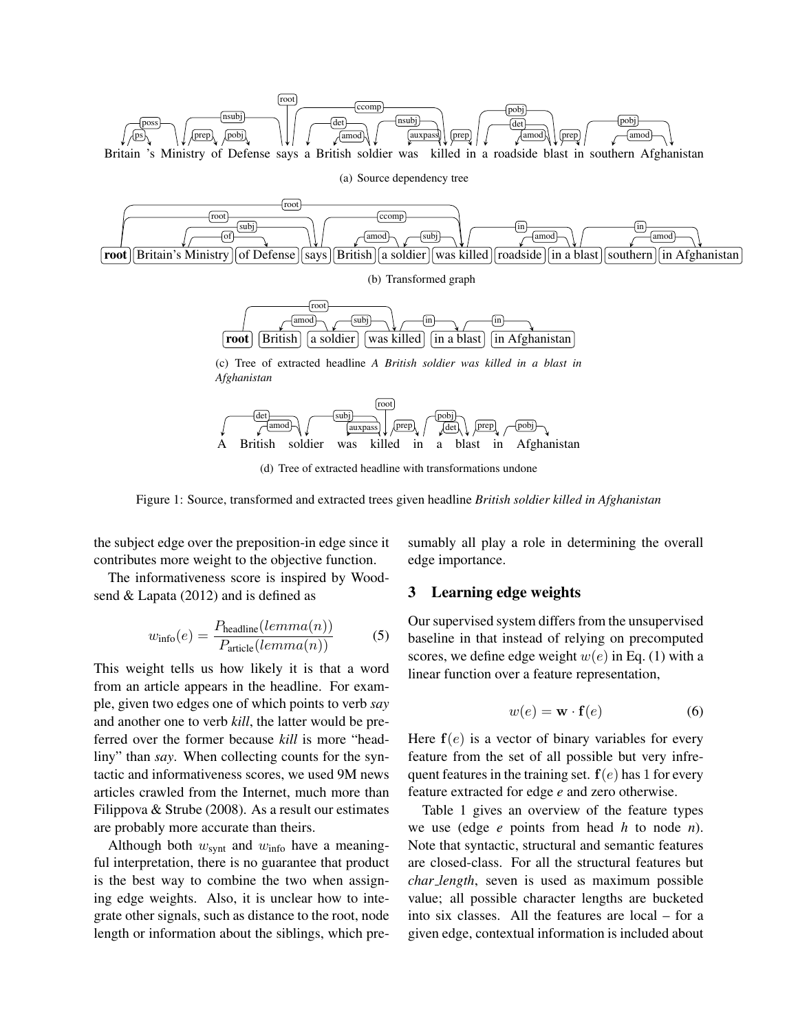(a) Source dependency tree

(b) Transformed graph

(c) Tree of extracted headline *A British soldier was killed in a blast in Afghanistan*

(d) Tree of extracted headline with transformations undone

Figure 1: Source, transformed and extracted trees given headline *British soldier killed in Afghanistan*

the subject edge over the preposition-in edge since it contributes more weight to the objective function.

The informativeness score is inspired by Woodsend & Lapata (2012) and is defined as

$$w_{\text{info}}(e) = \frac{P_{\text{headline}}(lemma(n))}{P_{\text{article}}(lemma(n))} \tag{5}$$

This weight tells us how likely it is that a word from an article appears in the headline. For example, given two edges one of which points to verb *say* and another one to verb *kill*, the latter would be preferred over the former because *kill* is more "headliny" than *say*. When collecting counts for the syntactic and informativeness scores, we used 9M news articles crawled from the Internet, much more than Filippova & Strube (2008). As a result our estimates are probably more accurate than theirs.

Although both $w_{\text{synt}}$ and $w_{\text{info}}$ have a meaningful interpretation, there is no guarantee that product is the best way to combine the two when assigning edge weights. Also, it is unclear how to integrate other signals, such as distance to the root, node length or information about the siblings, which presumably all play a role in determining the overall edge importance.

## 3 Learning edge weights

Our supervised system differs from the unsupervised baseline in that instead of relying on precomputed scores, we define edge weight $w(e)$ in Eq. (1) with a linear function over a feature representation,

$$w(e) = \mathbf{w} \cdot \mathbf{f}(e) \tag{6}$$

Here $\mathbf{f}(e)$ is a vector of binary variables for every feature from the set of all possible but very infrequent features in the training set. $\mathbf{f}(e)$ has 1 for every feature extracted for edge *e* and zero otherwise.

Table 1 gives an overview of the feature types we use (edge *e* points from head *h* to node *n*). Note that syntactic, structural and semantic features are closed-class. For all the structural features but *char_length*, seven is used as maximum possible value; all possible character lengths are bucketed into six classes. All the features are local – for a given edge, contextual information is included about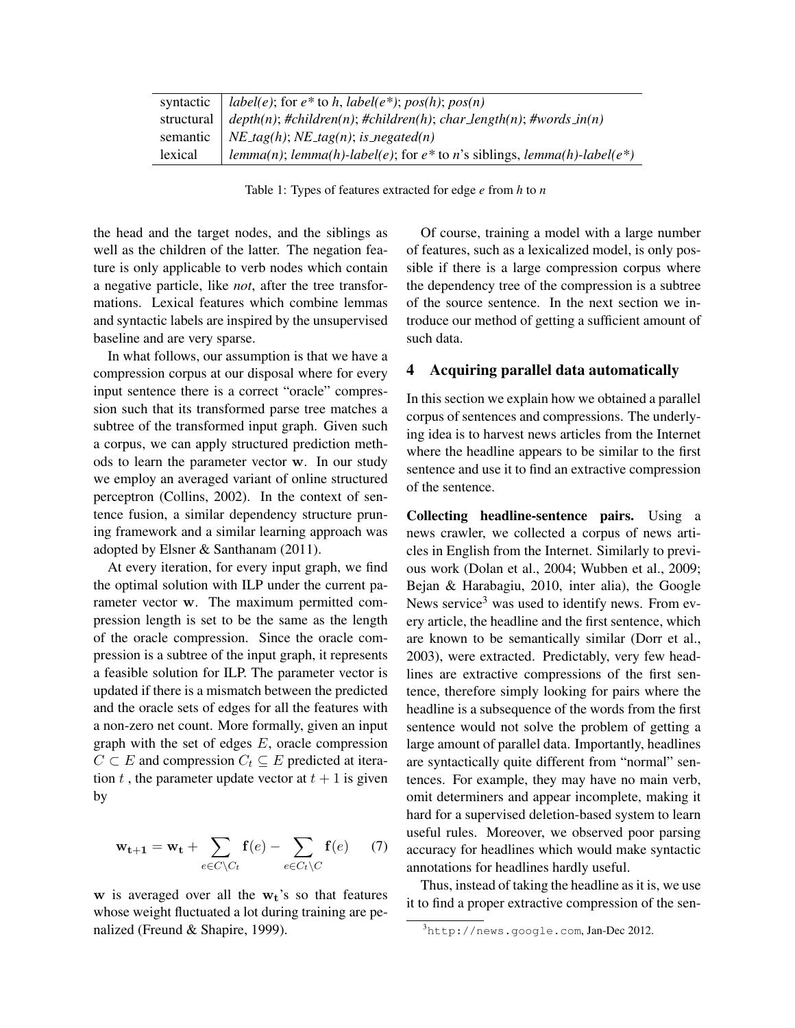| | |
|---|---|
| syntactic | *label(e)*; for *e\** to *h*, *label(e\*)*; *pos(h)*; *pos(n)* |
| structural | *depth(n)*; *#children(n)*; *#children(h)*; *char_length(n)*; *#words_in(n)* |
| semantic | *NE_tag(h)*; *NE_tag(n)*; *is_negated(n)* |
| lexical | *lemma(n)*; *lemma(h)-label(e)*; for *e\** to *n*'s siblings, *lemma(h)-label(e\*)* |

Table 1: Types of features extracted for edge *e* from *h* to *n*

the head and the target nodes, and the siblings as well as the children of the latter. The negation feature is only applicable to verb nodes which contain a negative particle, like *not*, after the tree transformations. Lexical features which combine lemmas and syntactic labels are inspired by the unsupervised baseline and are very sparse.

In what follows, our assumption is that we have a compression corpus at our disposal where for every input sentence there is a correct "oracle" compression such that its transformed parse tree matches a subtree of the transformed input graph. Given such a corpus, we can apply structured prediction methods to learn the parameter vector $\mathbf{w}$. In our study we employ an averaged variant of online structured perceptron (Collins, 2002). In the context of sentence fusion, a similar dependency structure pruning framework and a similar learning approach was adopted by Elsner & Santhanam (2011).

At every iteration, for every input graph, we find the optimal solution with ILP under the current parameter vector $\mathbf{w}$. The maximum permitted compression length is set to be the same as the length of the oracle compression. Since the oracle compression is a subtree of the input graph, it represents a feasible solution for ILP. The parameter vector is updated if there is a mismatch between the predicted and the oracle sets of edges for all the features with a non-zero net count. More formally, given an input graph with the set of edges $E$, oracle compression $C \subset E$ and compression $C_t \subseteq E$ predicted at iteration $t$ , the parameter update vector at $t + 1$ is given by

$$\mathbf{w_{t+1}} = \mathbf{w_t} + \sum_{e \in C \setminus C_t} \mathbf{f}(e) - \sum_{e \in C_t \setminus C} \mathbf{f}(e) \quad (7)$$

$\mathbf{w}$ is averaged over all the $\mathbf{w_t}$'s so that features whose weight fluctuated a lot during training are penalized (Freund & Shapire, 1999).

Of course, training a model with a large number of features, such as a lexicalized model, is only possible if there is a large compression corpus where the dependency tree of the compression is a subtree of the source sentence. In the next section we introduce our method of getting a sufficient amount of such data.

## 4 Acquiring parallel data automatically

In this section we explain how we obtained a parallel corpus of sentences and compressions. The underlying idea is to harvest news articles from the Internet where the headline appears to be similar to the first sentence and use it to find an extractive compression of the sentence.

**Collecting headline-sentence pairs.** Using a news crawler, we collected a corpus of news articles in English from the Internet. Similarly to previous work (Dolan et al., 2004; Wubben et al., 2009; Bejan & Harabagiu, 2010, inter alia), the Google News service[3] was used to identify news. From every article, the headline and the first sentence, which are known to be semantically similar (Dorr et al., 2003), were extracted. Predictably, very few headlines are extractive compressions of the first sentence, therefore simply looking for pairs where the headline is a subsequence of the words from the first sentence would not solve the problem of getting a large amount of parallel data. Importantly, headlines are syntactically quite different from "normal" sentences. For example, they may have no main verb, omit determiners and appear incomplete, making it hard for a supervised deletion-based system to learn useful rules. Moreover, we observed poor parsing accuracy for headlines which would make syntactic annotations for headlines hardly useful.

Thus, instead of taking the headline as it is, we use it to find a proper extractive compression of the sen-

[3] `http://news.google.com`, Jan-Dec 2012.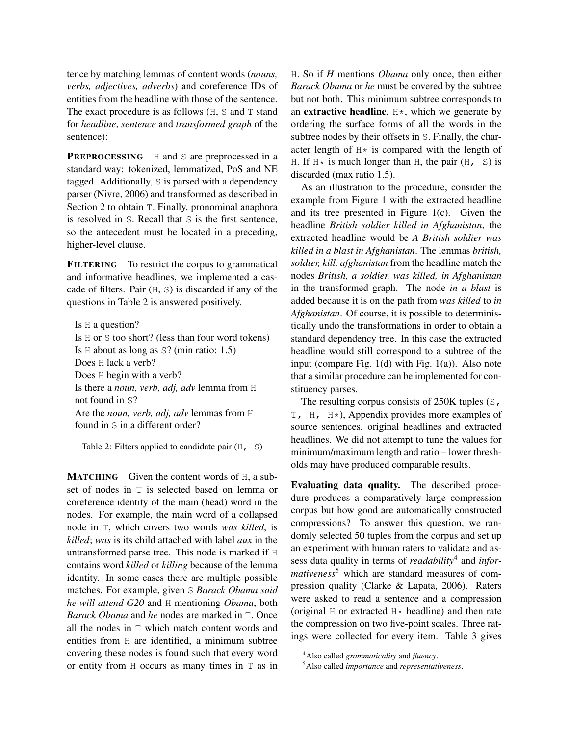tence by matching lemmas of content words (*nouns, verbs, adjectives, adverbs*) and coreference IDs of entities from the headline with those of the sentence. The exact procedure is as follows (H, S and T stand for *headline*, *sentence* and *transformed graph* of the sentence):

**PREPROCESSING** H and S are preprocessed in a standard way: tokenized, lemmatized, PoS and NE tagged. Additionally, S is parsed with a dependency parser (Nivre, 2006) and transformed as described in Section 2 to obtain T. Finally, pronominal anaphora is resolved in S. Recall that S is the first sentence, so the antecedent must be located in a preceding, higher-level clause.

**FILTERING** To restrict the corpus to grammatical and informative headlines, we implemented a cascade of filters. Pair (H, S) is discarded if any of the questions in Table 2 is answered positively.

| |
|---|
| Is H a question? |
| Is H or S too short? (less than four word tokens) |
| Is H about as long as S? (min ratio: 1.5) |
| Does H lack a verb? |
| Does H begin with a verb? |
| Is there a *noun, verb, adj, adv* lemma from H not found in S? |
| Are the *noun, verb, adj, adv* lemmas from H found in S in a different order? |

Table 2: Filters applied to candidate pair (H, S)

**MATCHING** Given the content words of H, a subset of nodes in T is selected based on lemma or coreference identity of the main (head) word in the nodes. For example, the main word of a collapsed node in T, which covers two words *was killed*, is *killed*; *was* is its child attached with label *aux* in the untransformed parse tree. This node is marked if H contains word *killed* or *killing* because of the lemma identity. In some cases there are multiple possible matches. For example, given S *Barack Obama said he will attend G20* and H mentioning *Obama*, both *Barack Obama* and *he* nodes are marked in T. Once all the nodes in T which match content words and entities from H are identified, a minimum subtree covering these nodes is found such that every word or entity from H occurs as many times in T as in H. So if *H* mentions *Obama* only once, then either *Barack Obama* or *he* must be covered by the subtree but not both. This minimum subtree corresponds to an **extractive headline**, H*, which we generate by ordering the surface forms of all the words in the subtree nodes by their offsets in S. Finally, the character length of H* is compared with the length of H. If H* is much longer than H, the pair (H, S) is discarded (max ratio 1.5).

As an illustration to the procedure, consider the example from Figure 1 with the extracted headline and its tree presented in Figure 1(c). Given the headline *British soldier killed in Afghanistan*, the extracted headline would be *A British soldier was killed in a blast in Afghanistan*. The lemmas *british, soldier, kill, afghanistan* from the headline match the nodes *British, a soldier, was killed, in Afghanistan* in the transformed graph. The node *in a blast* is added because it is on the path from *was killed* to *in Afghanistan*. Of course, it is possible to deterministically undo the transformations in order to obtain a standard dependency tree. In this case the extracted headline would still correspond to a subtree of the input (compare Fig. 1(d) with Fig. 1(a)). Also note that a similar procedure can be implemented for constituency parses.

The resulting corpus consists of 250K tuples (S, T, H, H*), Appendix provides more examples of source sentences, original headlines and extracted headlines. We did not attempt to tune the values for minimum/maximum length and ratio – lower thresholds may have produced comparable results.

**Evaluating data quality.** The described procedure produces a comparatively large compression corpus but how good are automatically constructed compressions? To answer this question, we randomly selected 50 tuples from the corpus and set up an experiment with human raters to validate and assess data quality in terms of *readability*[4] and *informativeness*[5] which are standard measures of compression quality (Clarke & Lapata, 2006). Raters were asked to read a sentence and a compression (original H or extracted H* headline) and then rate the compression on two five-point scales. Three ratings were collected for every item. Table 3 gives

[4] Also called *grammaticality* and *fluency*.

[5] Also called *importance* and *representativeness*.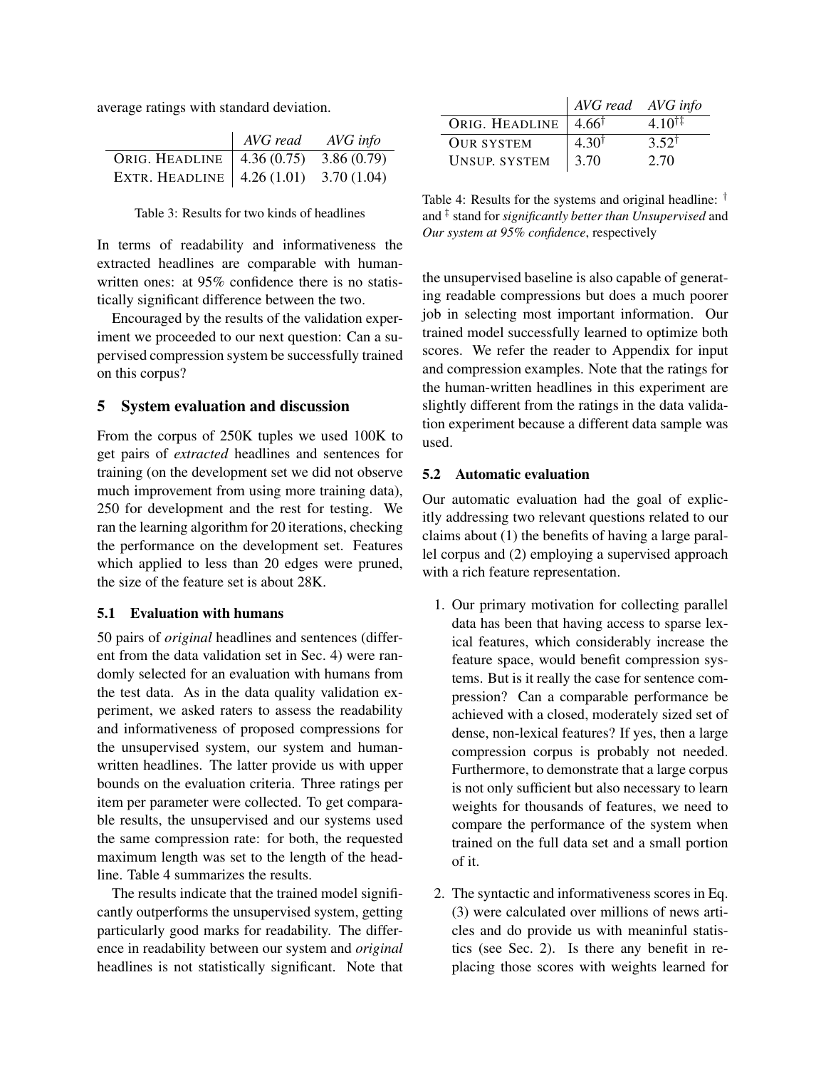average ratings with standard deviation.

| | *AVG read* | *AVG info* |
|---|---|---|
| ORIG. HEADLINE | 4.36 (0.75) | 3.86 (0.79) |
| EXTR. HEADLINE | 4.26 (1.01) | 3.70 (1.04) |

Table 3: Results for two kinds of headlines

In terms of readability and informativeness the extracted headlines are comparable with human-written ones: at 95% confidence there is no statistically significant difference between the two.

Encouraged by the results of the validation experiment we proceeded to our next question: Can a supervised compression system be successfully trained on this corpus?

## 5 System evaluation and discussion

From the corpus of 250K tuples we used 100K to get pairs of *extracted* headlines and sentences for training (on the development set we did not observe much improvement from using more training data), 250 for development and the rest for testing. We ran the learning algorithm for 20 iterations, checking the performance on the development set. Features which applied to less than 20 edges were pruned, the size of the feature set is about 28K.

### 5.1 Evaluation with humans

50 pairs of *original* headlines and sentences (different from the data validation set in Sec. 4) were randomly selected for an evaluation with humans from the test data. As in the data quality validation experiment, we asked raters to assess the readability and informativeness of proposed compressions for the unsupervised system, our system and human-written headlines. The latter provide us with upper bounds on the evaluation criteria. Three ratings per item per parameter were collected. To get comparable results, the unsupervised and our systems used the same compression rate: for both, the requested maximum length was set to the length of the headline. Table 4 summarizes the results.

| | *AVG read* | *AVG info* |
|---|---|---|
| ORIG. HEADLINE | $4.66^{\dagger}$ | $4.10^{\dagger\ddagger}$ |
| OUR SYSTEM | $4.30^{\dagger}$ | $3.52^{\dagger}$ |
| UNSUP. SYSTEM | 3.70 | 2.70 |

Table 4: Results for the systems and original headline: $^{\dagger}$ and $^{\ddagger}$ stand for *significantly better than Unsupervised* and *Our system at 95% confidence*, respectively

The results indicate that the trained model significantly outperforms the unsupervised system, getting particularly good marks for readability. The difference in readability between our system and *original* headlines is not statistically significant. Note that the unsupervised baseline is also capable of generating readable compressions but does a much poorer job in selecting most important information. Our trained model successfully learned to optimize both scores. We refer the reader to Appendix for input and compression examples. Note that the ratings for the human-written headlines in this experiment are slightly different from the ratings in the data validation experiment because a different data sample was used.

### 5.2 Automatic evaluation

Our automatic evaluation had the goal of explicitly addressing two relevant questions related to our claims about (1) the benefits of having a large parallel corpus and (2) employing a supervised approach with a rich feature representation.

1. Our primary motivation for collecting parallel data has been that having access to sparse lexical features, which considerably increase the feature space, would benefit compression systems. But is it really the case for sentence compression? Can a comparable performance be achieved with a closed, moderately sized set of dense, non-lexical features? If yes, then a large compression corpus is probably not needed. Furthermore, to demonstrate that a large corpus is not only sufficient but also necessary to learn weights for thousands of features, we need to compare the performance of the system when trained on the full data set and a small portion of it.

2. The syntactic and informativeness scores in Eq. (3) were calculated over millions of news articles and do provide us with meaninful statistics (see Sec. 2). Is there any benefit in replacing those scores with weights learned for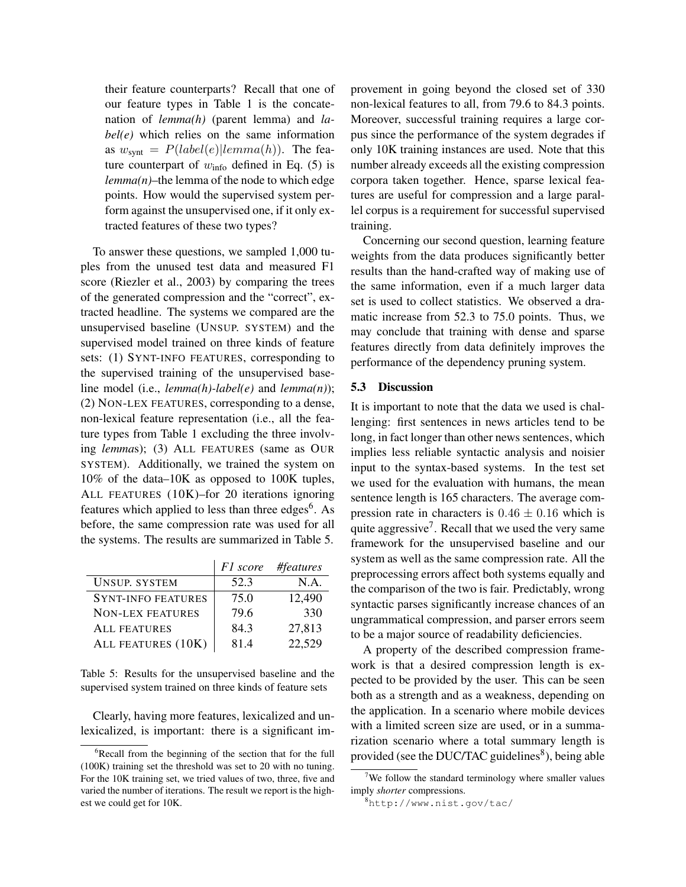their feature counterparts? Recall that one of our feature types in Table 1 is the concatenation of *lemma(h)* (parent lemma) and *label(e)* which relies on the same information as $w_{\text{synt}} = P(label(e)|lemma(h))$. The feature counterpart of $w_{\text{info}}$ defined in Eq. (5) is *lemma(n)*–the lemma of the node to which edge points. How would the supervised system perform against the unsupervised one, if it only extracted features of these two types?

To answer these questions, we sampled 1,000 tuples from the unused test data and measured F1 score (Riezler et al., 2003) by comparing the trees of the generated compression and the "correct", extracted headline. The systems we compared are the unsupervised baseline (UNSUP. SYSTEM) and the supervised model trained on three kinds of feature sets: (1) SYNT-INFO FEATURES, corresponding to the supervised training of the unsupervised baseline model (i.e., *lemma(h)-label(e)* and *lemma(n)*); (2) NON-LEX FEATURES, corresponding to a dense, non-lexical feature representation (i.e., all the feature types from Table 1 excluding the three involving *lemma*s); (3) ALL FEATURES (same as OUR SYSTEM). Additionally, we trained the system on 10% of the data–10K as opposed to 100K tuples, ALL FEATURES (10K)–for 20 iterations ignoring features which applied to less than three edges[6]. As before, the same compression rate was used for all the systems. The results are summarized in Table 5.

| | *F1 score* | *#features* |
|---|---|---|
| UNSUP. SYSTEM | 52.3 | N.A. |
| SYNT-INFO FEATURES | 75.0 | 12,490 |
| NON-LEX FEATURES | 79.6 | 330 |
| ALL FEATURES | 84.3 | 27,813 |
| ALL FEATURES (10K) | 81.4 | 22,529 |

Table 5: Results for the unsupervised baseline and the supervised system trained on three kinds of feature sets

Clearly, having more features, lexicalized and unlexicalized, is important: there is a significant improvement in going beyond the closed set of 330 non-lexical features to all, from 79.6 to 84.3 points. Moreover, successful training requires a large corpus since the performance of the system degrades if only 10K training instances are used. Note that this number already exceeds all the existing compression corpora taken together. Hence, sparse lexical features are useful for compression and a large parallel corpus is a requirement for successful supervised training.

Concerning our second question, learning feature weights from the data produces significantly better results than the hand-crafted way of making use of the same information, even if a much larger data set is used to collect statistics. We observed a dramatic increase from 52.3 to 75.0 points. Thus, we may conclude that training with dense and sparse features directly from data definitely improves the performance of the dependency pruning system.

### 5.3 Discussion

It is important to note that the data we used is challenging: first sentences in news articles tend to be long, in fact longer than other news sentences, which implies less reliable syntactic analysis and noisier input to the syntax-based systems. In the test set we used for the evaluation with humans, the mean sentence length is 165 characters. The average compression rate in characters is $0.46 \pm 0.16$ which is quite aggressive[7]. Recall that we used the very same framework for the unsupervised baseline and our system as well as the same compression rate. All the preprocessing errors affect both systems equally and the comparison of the two is fair. Predictably, wrong syntactic parses significantly increase chances of an ungrammatical compression, and parser errors seem to be a major source of readability deficiencies.

A property of the described compression framework is that a desired compression length is expected to be provided by the user. This can be seen both as a strength and as a weakness, depending on the application. In a scenario where mobile devices with a limited screen size are used, or in a summarization scenario where a total summary length is provided (see the DUC/TAC guidelines[8]), being able

[6] Recall from the beginning of the section that for the full (100K) training set the threshold was set to 20 with no tuning. For the 10K training set, we tried values of two, three, five and varied the number of iterations. The result we report is the highest we could get for 10K.

[7] We follow the standard terminology where smaller values imply *shorter* compressions.

[8] http://www.nist.gov/tac/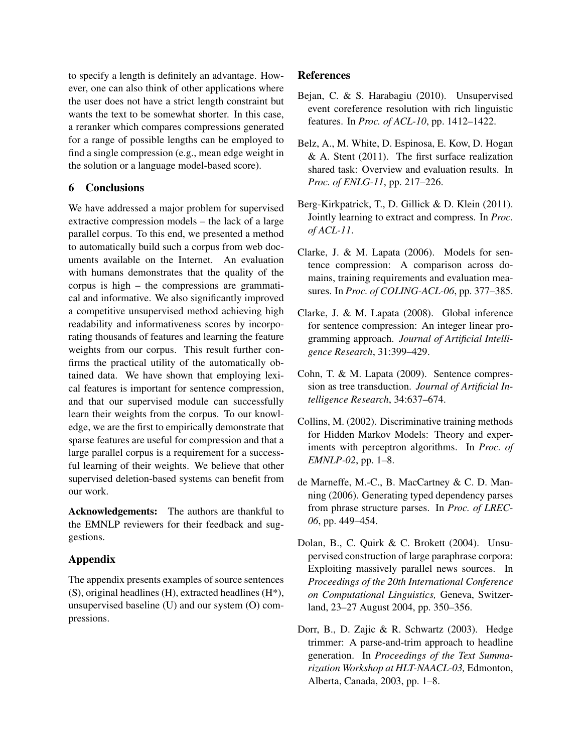to specify a length is definitely an advantage. However, one can also think of other applications where the user does not have a strict length constraint but wants the text to be somewhat shorter. In this case, a reranker which compares compressions generated for a range of possible lengths can be employed to find a single compression (e.g., mean edge weight in the solution or a language model-based score).

## 6 Conclusions

We have addressed a major problem for supervised extractive compression models – the lack of a large parallel corpus. To this end, we presented a method to automatically build such a corpus from web documents available on the Internet. An evaluation with humans demonstrates that the quality of the corpus is high – the compressions are grammatical and informative. We also significantly improved a competitive unsupervised method achieving high readability and informativeness scores by incorporating thousands of features and learning the feature weights from our corpus. This result further confirms the practical utility of the automatically obtained data. We have shown that employing lexical features is important for sentence compression, and that our supervised module can successfully learn their weights from the corpus. To our knowledge, we are the first to empirically demonstrate that sparse features are useful for compression and that a large parallel corpus is a requirement for a successful learning of their weights. We believe that other supervised deletion-based systems can benefit from our work.

**Acknowledgements:** The authors are thankful to the EMNLP reviewers for their feedback and suggestions.

## Appendix

The appendix presents examples of source sentences (S), original headlines (H), extracted headlines (H*), unsupervised baseline (U) and our system (O) compressions.

## References

Bejan, C. & S. Harabagiu (2010). Unsupervised event coreference resolution with rich linguistic features. In *Proc. of ACL-10*, pp. 1412–1422.

Belz, A., M. White, D. Espinosa, E. Kow, D. Hogan & A. Stent (2011). The first surface realization shared task: Overview and evaluation results. In *Proc. of ENLG-11*, pp. 217–226.

Berg-Kirkpatrick, T., D. Gillick & D. Klein (2011). Jointly learning to extract and compress. In *Proc. of ACL-11*.

Clarke, J. & M. Lapata (2006). Models for sentence compression: A comparison across domains, training requirements and evaluation measures. In *Proc. of COLING-ACL-06*, pp. 377–385.

Clarke, J. & M. Lapata (2008). Global inference for sentence compression: An integer linear programming approach. *Journal of Artificial Intelligence Research*, 31:399–429.

Cohn, T. & M. Lapata (2009). Sentence compression as tree transduction. *Journal of Artificial Intelligence Research*, 34:637–674.

Collins, M. (2002). Discriminative training methods for Hidden Markov Models: Theory and experiments with perceptron algorithms. In *Proc. of EMNLP-02*, pp. 1–8.

de Marneffe, M.-C., B. MacCartney & C. D. Manning (2006). Generating typed dependency parses from phrase structure parses. In *Proc. of LREC-06*, pp. 449–454.

Dolan, B., C. Quirk & C. Brokett (2004). Unsupervised construction of large paraphrase corpora: Exploiting massively parallel news sources. In *Proceedings of the 20th International Conference on Computational Linguistics,* Geneva, Switzerland, 23–27 August 2004, pp. 350–356.

Dorr, B., D. Zajic & R. Schwartz (2003). Hedge trimmer: A parse-and-trim approach to headline generation. In *Proceedings of the Text Summarization Workshop at HLT-NAACL-03,* Edmonton, Alberta, Canada, 2003, pp. 1–8.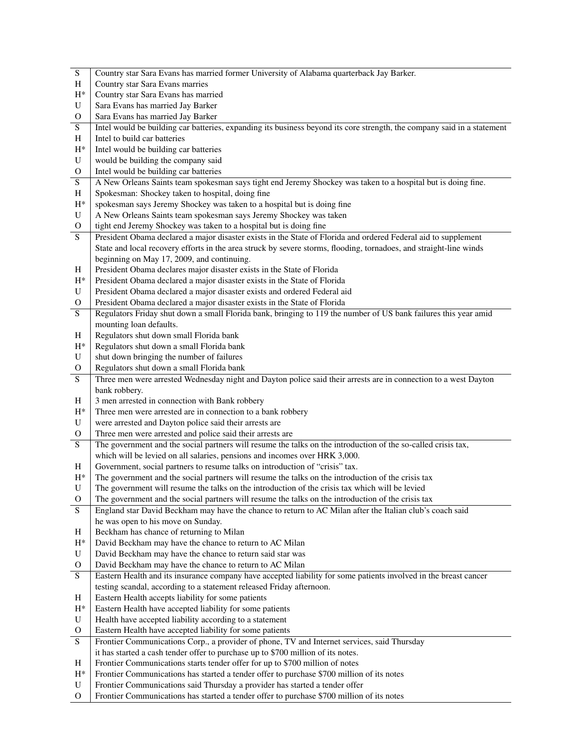| | |
|---|---|
| S | Country star Sara Evans has married former University of Alabama quarterback Jay Barker. |
| H | Country star Sara Evans marries |
| H* | Country star Sara Evans has married |
| U | Sara Evans has married Jay Barker |
| O | Sara Evans has married Jay Barker |
| S | Intel would be building car batteries, expanding its business beyond its core strength, the company said in a statement |
| H | Intel to build car batteries |
| H* | Intel would be building car batteries |
| U | would be building the company said |
| O | Intel would be building car batteries |
| S | A New Orleans Saints team spokesman says tight end Jeremy Shockey was taken to a hospital but is doing fine. |
| H | Spokesman: Shockey taken to hospital, doing fine |
| H* | spokesman says Jeremy Shockey was taken to a hospital but is doing fine |
| U | A New Orleans Saints team spokesman says Jeremy Shockey was taken |
| O | tight end Jeremy Shockey was taken to a hospital but is doing fine |
| S | President Obama declared a major disaster exists in the State of Florida and ordered Federal aid to supplement State and local recovery efforts in the area struck by severe storms, flooding, tornadoes, and straight-line winds beginning on May 17, 2009, and continuing. |
| H | President Obama declares major disaster exists in the State of Florida |
| H* | President Obama declared a major disaster exists in the State of Florida |
| U | President Obama declared a major disaster exists and ordered Federal aid |
| O | President Obama declared a major disaster exists in the State of Florida |
| S | Regulators Friday shut down a small Florida bank, bringing to 119 the number of US bank failures this year amid mounting loan defaults. |
| H | Regulators shut down small Florida bank |
| H* | Regulators shut down a small Florida bank |
| U | shut down bringing the number of failures |
| O | Regulators shut down a small Florida bank |
| S | Three men were arrested Wednesday night and Dayton police said their arrests are in connection to a west Dayton bank robbery. |
| H | 3 men arrested in connection with Bank robbery |
| H* | Three men were arrested are in connection to a bank robbery |
| U | were arrested and Dayton police said their arrests are |
| O | Three men were arrested and police said their arrests are |
| S | The government and the social partners will resume the talks on the introduction of the so-called crisis tax, which will be levied on all salaries, pensions and incomes over HRK 3,000. |
| H | Government, social partners to resume talks on introduction of "crisis" tax. |
| H* | The government and the social partners will resume the talks on the introduction of the crisis tax |
| U | The government will resume the talks on the introduction of the crisis tax which will be levied |
| O | The government and the social partners will resume the talks on the introduction of the crisis tax |
| S | England star David Beckham may have the chance to return to AC Milan after the Italian club's coach said he was open to his move on Sunday. |
| H | Beckham has chance of returning to Milan |
| H* | David Beckham may have the chance to return to AC Milan |
| U | David Beckham may have the chance to return said star was |
| O | David Beckham may have the chance to return to AC Milan |
| S | Eastern Health and its insurance company have accepted liability for some patients involved in the breast cancer testing scandal, according to a statement released Friday afternoon. |
| H | Eastern Health accepts liability for some patients |
| H* | Eastern Health have accepted liability for some patients |
| U | Health have accepted liability according to a statement |
| O | Eastern Health have accepted liability for some patients |
| S | Frontier Communications Corp., a provider of phone, TV and Internet services, said Thursday it has started a cash tender offer to purchase up to $700 million of its notes. |
| H | Frontier Communications starts tender offer for up to $700 million of notes |
| H* | Frontier Communications has started a tender offer to purchase $700 million of its notes |
| U | Frontier Communications said Thursday a provider has started a tender offer |
| O | Frontier Communications has started a tender offer to purchase $700 million of its notes |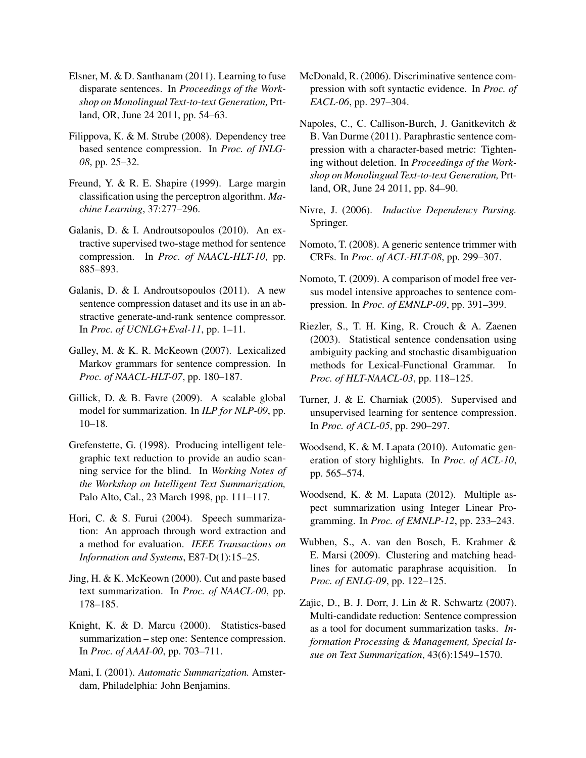Elsner, M. & D. Santhanam (2011). Learning to fuse disparate sentences. In *Proceedings of the Workshop on Monolingual Text-to-text Generation,* Prtland, OR, June 24 2011, pp. 54–63.

Filippova, K. & M. Strube (2008). Dependency tree based sentence compression. In *Proc. of INLG-08*, pp. 25–32.

Freund, Y. & R. E. Shapire (1999). Large margin classification using the perceptron algorithm. *Machine Learning*, 37:277–296.

Galanis, D. & I. Androutsopoulos (2010). An extractive supervised two-stage method for sentence compression. In *Proc. of NAACL-HLT-10*, pp. 885–893.

Galanis, D. & I. Androutsopoulos (2011). A new sentence compression dataset and its use in an abstractive generate-and-rank sentence compressor. In *Proc. of UCNLG+Eval-11*, pp. 1–11.

Galley, M. & K. R. McKeown (2007). Lexicalized Markov grammars for sentence compression. In *Proc. of NAACL-HLT-07*, pp. 180–187.

Gillick, D. & B. Favre (2009). A scalable global model for summarization. In *ILP for NLP-09*, pp. 10–18.

Grefenstette, G. (1998). Producing intelligent telegraphic text reduction to provide an audio scanning service for the blind. In *Working Notes of the Workshop on Intelligent Text Summarization,* Palo Alto, Cal., 23 March 1998, pp. 111–117.

Hori, C. & S. Furui (2004). Speech summarization: An approach through word extraction and a method for evaluation. *IEEE Transactions on Information and Systems*, E87-D(1):15–25.

Jing, H. & K. McKeown (2000). Cut and paste based text summarization. In *Proc. of NAACL-00*, pp. 178–185.

Knight, K. & D. Marcu (2000). Statistics-based summarization – step one: Sentence compression. In *Proc. of AAAI-00*, pp. 703–711.

Mani, I. (2001). *Automatic Summarization.* Amsterdam, Philadelphia: John Benjamins.

McDonald, R. (2006). Discriminative sentence compression with soft syntactic evidence. In *Proc. of EACL-06*, pp. 297–304.

Napoles, C., C. Callison-Burch, J. Ganitkevitch & B. Van Durme (2011). Paraphrastic sentence compression with a character-based metric: Tightening without deletion. In *Proceedings of the Workshop on Monolingual Text-to-text Generation,* Prtland, OR, June 24 2011, pp. 84–90.

Nivre, J. (2006). *Inductive Dependency Parsing.* Springer.

Nomoto, T. (2008). A generic sentence trimmer with CRFs. In *Proc. of ACL-HLT-08*, pp. 299–307.

Nomoto, T. (2009). A comparison of model free versus model intensive approaches to sentence compression. In *Proc. of EMNLP-09*, pp. 391–399.

Riezler, S., T. H. King, R. Crouch & A. Zaenen (2003). Statistical sentence condensation using ambiguity packing and stochastic disambiguation methods for Lexical-Functional Grammar. In *Proc. of HLT-NAACL-03*, pp. 118–125.

Turner, J. & E. Charniak (2005). Supervised and unsupervised learning for sentence compression. In *Proc. of ACL-05*, pp. 290–297.

Woodsend, K. & M. Lapata (2010). Automatic generation of story highlights. In *Proc. of ACL-10*, pp. 565–574.

Woodsend, K. & M. Lapata (2012). Multiple aspect summarization using Integer Linear Programming. In *Proc. of EMNLP-12*, pp. 233–243.

Wubben, S., A. van den Bosch, E. Krahmer & E. Marsi (2009). Clustering and matching headlines for automatic paraphrase acquisition. In *Proc. of ENLG-09*, pp. 122–125.

Zajic, D., B. J. Dorr, J. Lin & R. Schwartz (2007). Multi-candidate reduction: Sentence compression as a tool for document summarization tasks. *Information Processing & Management, Special Issue on Text Summarization*, 43(6):1549–1570.